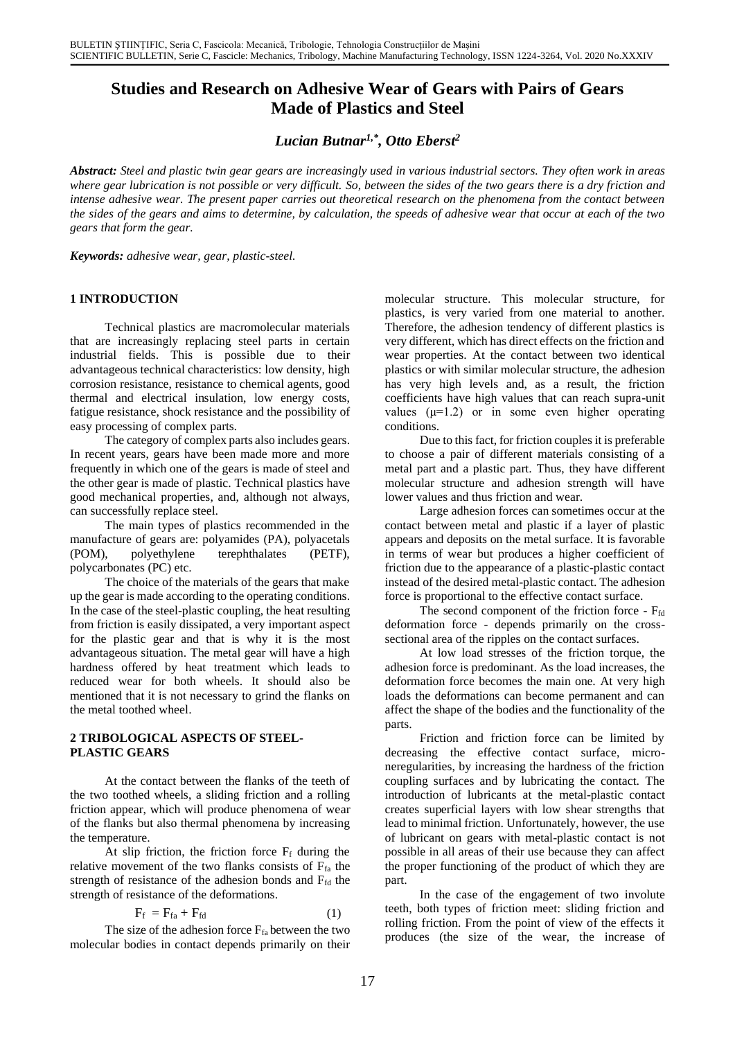# Studies and Research on Adhesive Wear of Gears with Pairs of Gears Made of Plastics and Steel

***Lucian Butnar[1,\*], Otto Eberst[2]***

***Abstract:*** *Steel and plastic twin gear gears are increasingly used in various industrial sectors. They often work in areas where gear lubrication is not possible or very difficult. So, between the sides of the two gears there is a dry friction and intense adhesive wear. The present paper carries out theoretical research on the phenomena from the contact between the sides of the gears and aims to determine, by calculation, the speeds of adhesive wear that occur at each of the two gears that form the gear.*

***Keywords:*** *adhesive wear, gear, plastic-steel.*

## 1 INTRODUCTION

Technical plastics are macromolecular materials that are increasingly replacing steel parts in certain industrial fields. This is possible due to their advantageous technical characteristics: low density, high corrosion resistance, resistance to chemical agents, good thermal and electrical insulation, low energy costs, fatigue resistance, shock resistance and the possibility of easy processing of complex parts.

The category of complex parts also includes gears. In recent years, gears have been made more and more frequently in which one of the gears is made of steel and the other gear is made of plastic. Technical plastics have good mechanical properties, and, although not always, can successfully replace steel.

The main types of plastics recommended in the manufacture of gears are: polyamides (PA), polyacetals (POM), polyethylene terephthalates (PETF), polycarbonates (PC) etc.

The choice of the materials of the gears that make up the gear is made according to the operating conditions. In the case of the steel-plastic coupling, the heat resulting from friction is easily dissipated, a very important aspect for the plastic gear and that is why it is the most advantageous situation. The metal gear will have a high hardness offered by heat treatment which leads to reduced wear for both wheels. It should also be mentioned that it is not necessary to grind the flanks on the metal toothed wheel.

## 2 TRIBOLOGICAL ASPECTS OF STEEL-PLASTIC GEARS

At the contact between the flanks of the teeth of the two toothed wheels, a sliding friction and a rolling friction appear, which will produce phenomena of wear of the flanks but also thermal phenomena by increasing the temperature.

At slip friction, the friction force $F_f$ during the relative movement of the two flanks consists of $F_{fa}$ the strength of resistance of the adhesion bonds and $F_{fd}$ the strength of resistance of the deformations.

$$F_f = F_{fa} + F_{fd} \qquad (1)$$

The size of the adhesion force $F_{fa}$ between the two molecular bodies in contact depends primarily on their molecular structure. This molecular structure, for plastics, is very varied from one material to another. Therefore, the adhesion tendency of different plastics is very different, which has direct effects on the friction and wear properties. At the contact between two identical plastics or with similar molecular structure, the adhesion has very high levels and, as a result, the friction coefficients have high values that can reach supra-unit values ($\mu$=1.2) or in some even higher operating conditions.

Due to this fact, for friction couples it is preferable to choose a pair of different materials consisting of a metal part and a plastic part. Thus, they have different molecular structure and adhesion strength will have lower values and thus friction and wear.

Large adhesion forces can sometimes occur at the contact between metal and plastic if a layer of plastic appears and deposits on the metal surface. It is favorable in terms of wear but produces a higher coefficient of friction due to the appearance of a plastic-plastic contact instead of the desired metal-plastic contact. The adhesion force is proportional to the effective contact surface.

The second component of the friction force - $F_{fd}$ deformation force - depends primarily on the cross-sectional area of the ripples on the contact surfaces.

At low load stresses of the friction torque, the adhesion force is predominant. As the load increases, the deformation force becomes the main one. At very high loads the deformations can become permanent and can affect the shape of the bodies and the functionality of the parts.

Friction and friction force can be limited by decreasing the effective contact surface, micro-neregularities, by increasing the hardness of the friction coupling surfaces and by lubricating the contact. The introduction of lubricants at the metal-plastic contact creates superficial layers with low shear strengths that lead to minimal friction. Unfortunately, however, the use of lubricant on gears with metal-plastic contact is not possible in all areas of their use because they can affect the proper functioning of the product of which they are part.

In the case of the engagement of two involute teeth, both types of friction meet: sliding friction and rolling friction. From the point of view of the effects it produces (the size of the wear, the increase of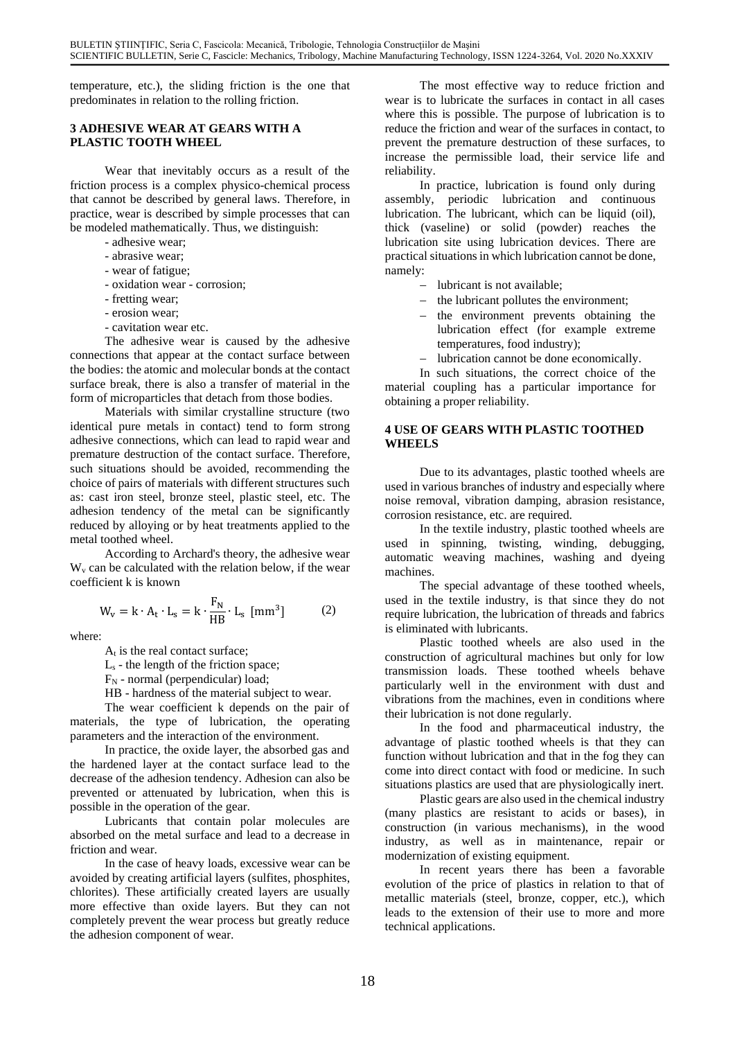temperature, etc.), the sliding friction is the one that predominates in relation to the rolling friction.

## 3 ADHESIVE WEAR AT GEARS WITH A PLASTIC TOOTH WHEEL

Wear that inevitably occurs as a result of the friction process is a complex physico-chemical process that cannot be described by general laws. Therefore, in practice, wear is described by simple processes that can be modeled mathematically. Thus, we distinguish:

- adhesive wear;
- abrasive wear;
- wear of fatigue;
- oxidation wear - corrosion;
- fretting wear;
- erosion wear;
- cavitation wear etc.

The adhesive wear is caused by the adhesive connections that appear at the contact surface between the bodies: the atomic and molecular bonds at the contact surface break, there is also a transfer of material in the form of microparticles that detach from those bodies.

Materials with similar crystalline structure (two identical pure metals in contact) tend to form strong adhesive connections, which can lead to rapid wear and premature destruction of the contact surface. Therefore, such situations should be avoided, recommending the choice of pairs of materials with different structures such as: cast iron steel, bronze steel, plastic steel, etc. The adhesion tendency of the metal can be significantly reduced by alloying or by heat treatments applied to the metal toothed wheel.

According to Archard's theory, the adhesive wear $W_v$ can be calculated with the relation below, if the wear coefficient k is known

$$W_v = k \cdot A_t \cdot L_s = k \cdot \frac{F_N}{HB} \cdot L_s \ [mm^3] \qquad (2)$$

where:

$A_t$ is the real contact surface;

$L_s$ - the length of the friction space;

$F_N$ - normal (perpendicular) load;

HB - hardness of the material subject to wear.

The wear coefficient k depends on the pair of materials, the type of lubrication, the operating parameters and the interaction of the environment.

In practice, the oxide layer, the absorbed gas and the hardened layer at the contact surface lead to the decrease of the adhesion tendency. Adhesion can also be prevented or attenuated by lubrication, when this is possible in the operation of the gear.

Lubricants that contain polar molecules are absorbed on the metal surface and lead to a decrease in friction and wear.

In the case of heavy loads, excessive wear can be avoided by creating artificial layers (sulfites, phosphites, chlorites). These artificially created layers are usually more effective than oxide layers. But they can not completely prevent the wear process but greatly reduce the adhesion component of wear.

The most effective way to reduce friction and wear is to lubricate the surfaces in contact in all cases where this is possible. The purpose of lubrication is to reduce the friction and wear of the surfaces in contact, to prevent the premature destruction of these surfaces, to increase the permissible load, their service life and reliability.

In practice, lubrication is found only during assembly, periodic lubrication and continuous lubrication. The lubricant, which can be liquid (oil), thick (vaseline) or solid (powder) reaches the lubrication site using lubrication devices. There are practical situations in which lubrication cannot be done, namely:

- lubricant is not available;
- the lubricant pollutes the environment;
- the environment prevents obtaining the lubrication effect (for example extreme temperatures, food industry);
- lubrication cannot be done economically.

In such situations, the correct choice of the material coupling has a particular importance for obtaining a proper reliability.

## 4 USE OF GEARS WITH PLASTIC TOOTHED WHEELS

Due to its advantages, plastic toothed wheels are used in various branches of industry and especially where noise removal, vibration damping, abrasion resistance, corrosion resistance, etc. are required.

In the textile industry, plastic toothed wheels are used in spinning, twisting, winding, debugging, automatic weaving machines, washing and dyeing machines.

The special advantage of these toothed wheels, used in the textile industry, is that since they do not require lubrication, the lubrication of threads and fabrics is eliminated with lubricants.

Plastic toothed wheels are also used in the construction of agricultural machines but only for low transmission loads. These toothed wheels behave particularly well in the environment with dust and vibrations from the machines, even in conditions where their lubrication is not done regularly.

In the food and pharmaceutical industry, the advantage of plastic toothed wheels is that they can function without lubrication and that in the fog they can come into direct contact with food or medicine. In such situations plastics are used that are physiologically inert.

Plastic gears are also used in the chemical industry (many plastics are resistant to acids or bases), in construction (in various mechanisms), in the wood industry, as well as in maintenance, repair or modernization of existing equipment.

In recent years there has been a favorable evolution of the price of plastics in relation to that of metallic materials (steel, bronze, copper, etc.), which leads to the extension of their use to more and more technical applications.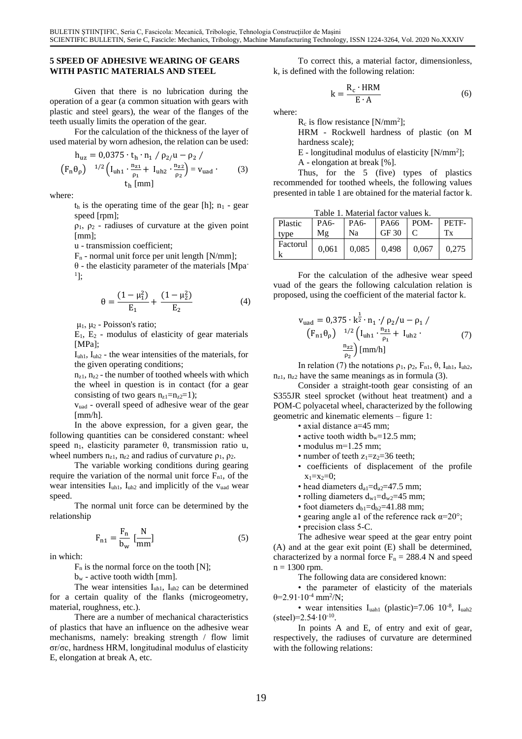## 5 SPEED OF ADHESIVE WEARING OF GEARS WITH PASTIC MATERIALS AND STEEL

Given that there is no lubrication during the operation of a gear (a common situation with gears with plastic and steel gears), the wear of the flanges of the teeth usually limits the operation of the gear.

For the calculation of the thickness of the layer of used material by worn adhesion, the relation can be used:

$$h_{uz} = 0{,}0375 \cdot t_h \cdot n_1 \;/\; \rho_{2/}u - \rho_2 \;/\; \left(F_n\theta_\rho\right)^{\;1/2}\left(I_{uh1}\cdot\frac{n_{z1}}{\rho_1} + I_{uh2}\cdot\frac{n_{z2}}{\rho_2}\right) = v_{uad}\cdot t_h\ [\mathrm{mm}] \qquad (3)$$

where:

$t_h$ is the operating time of the gear [h]; $n_1$ - gear speed [rpm];

$\rho_1$, $\rho_2$ - radiuses of curvature at the given point [mm];

u - transmission coefficient;

$F_n$ - normal unit force per unit length [N/mm];

$\theta$ - the elasticity parameter of the materials [Mpa$^{-1}$];

$$\theta = \frac{(1-\mu_1^2)}{E_1} + \frac{(1-\mu_2^2)}{E_2} \qquad (4)$$

$\mu_1$, $\mu_2$ - Poisson's ratio;

$E_1$, $E_2$ - modulus of elasticity of gear materials [MPa];

$I_{uh1}$, $I_{uh2}$ - the wear intensities of the materials, for the given operating conditions;

$n_{z1}$, $n_{z2}$ - the number of toothed wheels with which the wheel in question is in contact (for a gear consisting of two gears $n_{z1}=n_{z2}=1$);

$v_{uad}$ - overall speed of adhesive wear of the gear [mm/h].

In the above expression, for a given gear, the following quantities can be considered constant: wheel speed $n_1$, elasticity parameter $\theta$, transmission ratio u, wheel numbers $n_{z1}$, $n_{z2}$ and radius of curvature $\rho_1$, $\rho_2$.

The variable working conditions during gearing require the variation of the normal unit force $F_{n1}$, of the wear intensities $I_{uh1}$, $I_{uh2}$ and implicitly of the $v_{uad}$ wear speed.

The normal unit force can be determined by the relationship

$$F_{n1} = \frac{F_n}{b_w}\ \left[\frac{N}{mm}\right] \qquad (5)$$

in which:

$F_n$ is the normal force on the tooth [N];

$b_w$ - active tooth width [mm].

The wear intensities $I_{uh1}$, $I_{uh2}$ can be determined for a certain quality of the flanks (microgeometry, material, roughness, etc.).

There are a number of mechanical characteristics of plastics that have an influence on the adhesive wear mechanisms, namely: breaking strength / flow limit $\sigma r/\sigma c$, hardness HRM, longitudinal modulus of elasticity E, elongation at break A, etc.

To correct this, a material factor, dimensionless, k, is defined with the following relation:

$$k = \frac{R_c \cdot HRM}{E \cdot A} \qquad (6)$$

where:

$R_c$ is flow resistance [N/mm$^2$];

HRM - Rockwell hardness of plastic (on M hardness scale);

E - longitudinal modulus of elasticity [N/mm$^2$];

A - elongation at break [%].

Thus, for the 5 (five) types of plastics recommended for toothed wheels, the following values presented in table 1 are obtained for the material factor k.

Table 1. Material factor values k.

| Plastic type | PA6-Mg | PA6-Na | PA66 GF 30 | POM-C | PETF-Tx |
|---|---|---|---|---|---|
| Factorul k | 0,061 | 0,085 | 0,498 | 0,067 | 0,275 |

For the calculation of the adhesive wear speed vuad of the gears the following calculation relation is proposed, using the coefficient of the material factor k.

$$v_{uad} = 0{,}375 \cdot k^{\frac{1}{2}} \cdot n_1 \cdot / \;\rho_2/u - \rho_1 \;/\; \left(F_{n1}\theta_\rho\right)^{\;1/2}\left(I_{uh1}\cdot\frac{n_{z1}}{\rho_1} + I_{uh2}\cdot\frac{n_{z2}}{\rho_2}\right)[\mathrm{mm/h}] \qquad (7)$$

In relation (7) the notations $\rho_1$, $\rho_2$, $F_{n1}$, $\theta$, $I_{uh1}$, $I_{uh2}$, $n_{z1}$, $n_{z2}$ have the same meanings as in formula (3).

Consider a straight-tooth gear consisting of an S355JR steel sprocket (without heat treatment) and a POM-C polyacetal wheel, characterized by the following geometric and kinematic elements – figure 1:

- axial distance a=45 mm;
- active tooth width $b_w$=12.5 mm;
- modulus m=1.25 mm;
- number of teeth $z_1=z_2$=36 teeth;
- coefficients of displacement of the profile $x_1=x_2=0$;
- head diameters $d_{a1}=d_{a2}$=47.5 mm;
- rolling diameters $d_{w1}=d_{w2}$=45 mm;
- foot diameters $d_{b1}=d_{b2}$=41.88 mm;
- gearing angle a1 of the reference rack $\alpha$=20°;
- precision class 5-C.

The adhesive wear speed at the gear entry point (A) and at the gear exit point (E) shall be determined, characterized by a normal force $F_n$ = 288.4 N and speed n = 1300 rpm.

The following data are considered known:

- the parameter of elasticity of the materials $\theta=2.91\cdot10^{-4}$ mm$^2$/N;
- wear intensities $I_{uah1}$ (plastic)=7.06 $10^{-8}$, $I_{uah2}$ (steel)=$2.54\cdot10^{-10}$.

In points A and E, of entry and exit of gear, respectively, the radiuses of curvature are determined with the following relations: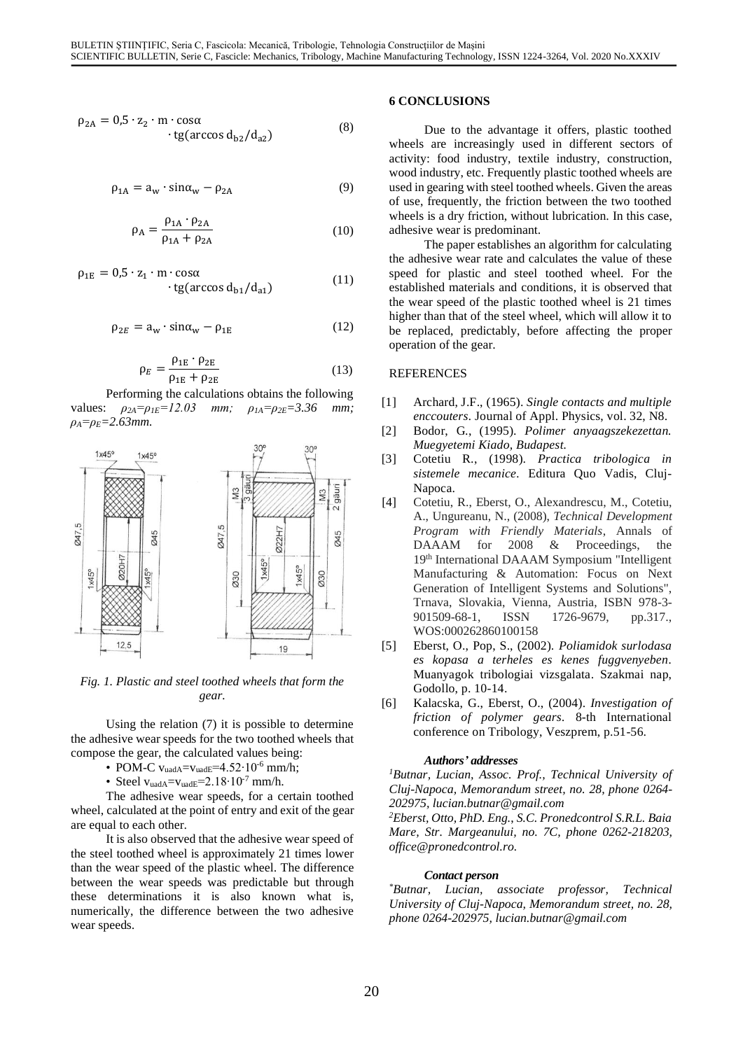$$\rho_{2A} = 0{,}5 \cdot z_2 \cdot m \cdot \cos\alpha \cdot \operatorname{tg}(\arccos d_{b2}/d_{a2}) \quad (8)$$

$$\rho_{1A} = a_w \cdot \sin\alpha_w - \rho_{2A} \quad (9)$$

$$\rho_A = \frac{\rho_{1A} \cdot \rho_{2A}}{\rho_{1A} + \rho_{2A}} \quad (10)$$

$$\rho_{1E} = 0{,}5 \cdot z_1 \cdot m \cdot \cos\alpha \cdot \operatorname{tg}(\arccos d_{b1}/d_{a1}) \quad (11)$$

$$\rho_{2E} = a_w \cdot \sin\alpha_w - \rho_{1E} \quad (12)$$

$$\rho_E = \frac{\rho_{1E} \cdot \rho_{2E}}{\rho_{1E} + \rho_{2E}} \quad (13)$$

Performing the calculations obtains the following values: $\rho_{2A}=\rho_{1E}=12.03$ *mm;* $\rho_{1A}=\rho_{2E}=3.36$ *mm;* $\rho_A=\rho_E=2.63$*mm.*

1x45° 1x45° Ø47,5 Ø20H7 Ø45 1x45° 1x45° 12,5

30° 30° M3 3 găuri M3 2 găuri Ø47,5 Ø22H7 Ø45 1x45° 1x45° Ø30 Ø30 19

*Fig. 1. Plastic and steel toothed wheels that form the gear.*

Using the relation (7) it is possible to determine the adhesive wear speeds for the two toothed wheels that compose the gear, the calculated values being:

- POM-C $v_{uadA}=v_{uadE}=4.52 \cdot 10^{-6}$ mm/h;
- Steel $v_{uadA}=v_{uadE}=2.18 \cdot 10^{-7}$ mm/h.

The adhesive wear speeds, for a certain toothed wheel, calculated at the point of entry and exit of the gear are equal to each other.

It is also observed that the adhesive wear speed of the steel toothed wheel is approximately 21 times lower than the wear speed of the plastic wheel. The difference between the wear speeds was predictable but through these determinations it is also known what is, numerically, the difference between the two adhesive wear speeds.

## 6 CONCLUSIONS

Due to the advantage it offers, plastic toothed wheels are increasingly used in different sectors of activity: food industry, textile industry, construction, wood industry, etc. Frequently plastic toothed wheels are used in gearing with steel toothed wheels. Given the areas of use, frequently, the friction between the two toothed wheels is a dry friction, without lubrication. In this case, adhesive wear is predominant.

The paper establishes an algorithm for calculating the adhesive wear rate and calculates the value of these speed for plastic and steel toothed wheel. For the established materials and conditions, it is observed that the wear speed of the plastic toothed wheel is 21 times higher than that of the steel wheel, which will allow it to be replaced, predictably, before affecting the proper operation of the gear.

## REFERENCES

[1] Archard, J.F., (1965). *Single contacts and multiple enccouters*. Journal of Appl. Physics, vol. 32, N8.

[2] Bodor, G., (1995). *Polimer anyaagszekezettan. Muegyetemi Kiado, Budapest.*

[3] Cotetiu R., (1998). *Practica tribologica in sisteme mecanice*. Editura Quo Vadis, Cluj-Napoca.

[4] Cotetiu, R., Eberst, O., Alexandrescu, M., Cotetiu, A., Ungureanu, N., (2008), *Technical Development Program with Friendly Materials*, Annals of DAAAM for 2008 & Proceedings, the 19th International DAAAM Symposium "Intelligent Manufacturing & Automation: Focus on Next Generation of Intelligent Systems and Solutions", Trnava, Slovakia, Vienna, Austria, ISBN 978-3-901509-68-1, ISSN 1726-9679, pp.317., WOS:000262860100158

[5] Eberst, O., Pop, S., (2002). *Poliamidok surlodasa es kopasa a terheles es kenes fuggvenyeben*. Muanyagok tribologiai vizsgalata. Szakmai nap, Godollo, p. 10-14.

[6] Kalacska, G., Eberst, O., (2004). *Investigation of friction of polymer gears*. 8-th International conference on Tribology, Veszprem, p.51-56.

***Authors' addresses***

[1]*Butnar, Lucian, Assoc. Prof., Technical University of Cluj-Napoca, Memorandum street, no. 28, phone 0264-202975, lucian.butnar@gmail.com*

[2]*Eberst, Otto, PhD. Eng., S.C. Pronedcontrol S.R.L. Baia Mare, Str. Margeanului, no. 7C, phone 0262-218203, office@pronedcontrol.ro.*

***Contact person***

[*]*Butnar, Lucian, associate professor, Technical University of Cluj-Napoca, Memorandum street, no. 28, phone 0264-202975, lucian.butnar@gmail.com*